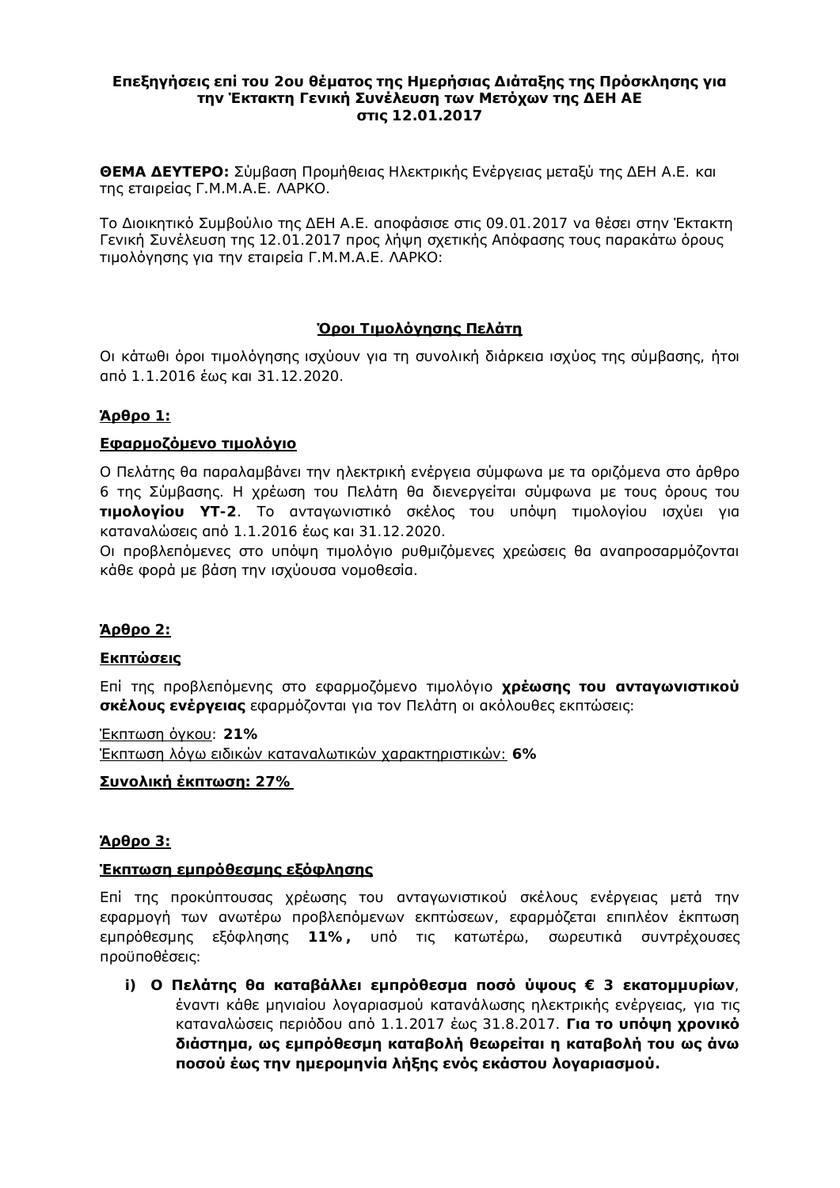**Επεξηγήσεις επί του 2ου θέματος της Ημερήσιας Διάταξης της Πρόσκλησης για την Έκτακτη Γενική Συνέλευση των Μετόχων της ΔΕΗ ΑΕ στις 12.01.2017**

**ΘΕΜΑ ΔΕΥΤΕΡΟ:** Σύμβαση Προμήθειας Ηλεκτρικής Ενέργειας μεταξύ της ΔΕΗ Α.Ε. και της εταιρείας Γ.Μ.Μ.Α.Ε. ΛΑΡΚΟ.

Το Διοικητικό Συμβούλιο της ΔΕΗ Α.Ε. αποφάσισε στις 09.01.2017 να θέσει στην Έκτακτη Γενική Συνέλευση της 12.01.2017 προς λήψη σχετικής Απόφασης τους παρακάτω όρους τιμολόγησης για την εταιρεία Γ.Μ.Μ.Α.Ε. ΛΑΡΚΟ:

## Όροι Τιμολόγησης Πελάτη

Οι κάτωθι όροι τιμολόγησης ισχύουν για τη συνολική διάρκεια ισχύος της σύμβασης, ήτοι από 1.1.2016 έως και 31.12.2020.

### Άρθρο 1:

**Εφαρμοζόμενο τιμολόγιο**

Ο Πελάτης θα παραλαμβάνει την ηλεκτρική ενέργεια σύμφωνα με τα οριζόμενα στο άρθρο 6 της Σύμβασης. Η χρέωση του Πελάτη θα διενεργείται σύμφωνα με τους όρους του **τιμολογίου ΥΤ-2**. Το ανταγωνιστικό σκέλος του υπόψη τιμολογίου ισχύει για καταναλώσεις από 1.1.2016 έως και 31.12.2020.
Οι προβλεπόμενες στο υπόψη τιμολόγιο ρυθμιζόμενες χρεώσεις θα αναπροσαρμόζονται κάθε φορά με βάση την ισχύουσα νομοθεσία.

### Άρθρο 2:

**Εκπτώσεις**

Επί της προβλεπόμενης στο εφαρμοζόμενο τιμολόγιο **χρέωσης του ανταγωνιστικού σκέλους ενέργειας** εφαρμόζονται για τον Πελάτη οι ακόλουθες εκπτώσεις:

Έκπτωση όγκου: **21%**
Έκπτωση λόγω ειδικών καταναλωτικών χαρακτηριστικών: **6%**

**Συνολική έκπτωση: 27%**

### Άρθρο 3:

**Έκπτωση εμπρόθεσμης εξόφλησης**

Επί της προκύπτουσας χρέωσης του ανταγωνιστικού σκέλους ενέργειας μετά την εφαρμογή των ανωτέρω προβλεπόμενων εκπτώσεων, εφαρμόζεται επιπλέον έκπτωση εμπρόθεσμης εξόφλησης **11%,** υπό τις κατωτέρω, σωρευτικά συντρέχουσες προϋποθέσεις:

i) **Ο Πελάτης θα καταβάλλει εμπρόθεσμα ποσό ύψους € 3 εκατομμυρίων**, έναντι κάθε μηνιαίου λογαριασμού κατανάλωσης ηλεκτρικής ενέργειας, για τις καταναλώσεις περιόδου από 1.1.2017 έως 31.8.2017. **Για το υπόψη χρονικό διάστημα, ως εμπρόθεσμη καταβολή θεωρείται η καταβολή του ως άνω ποσού έως την ημερομηνία λήξης ενός εκάστου λογαριασμού.**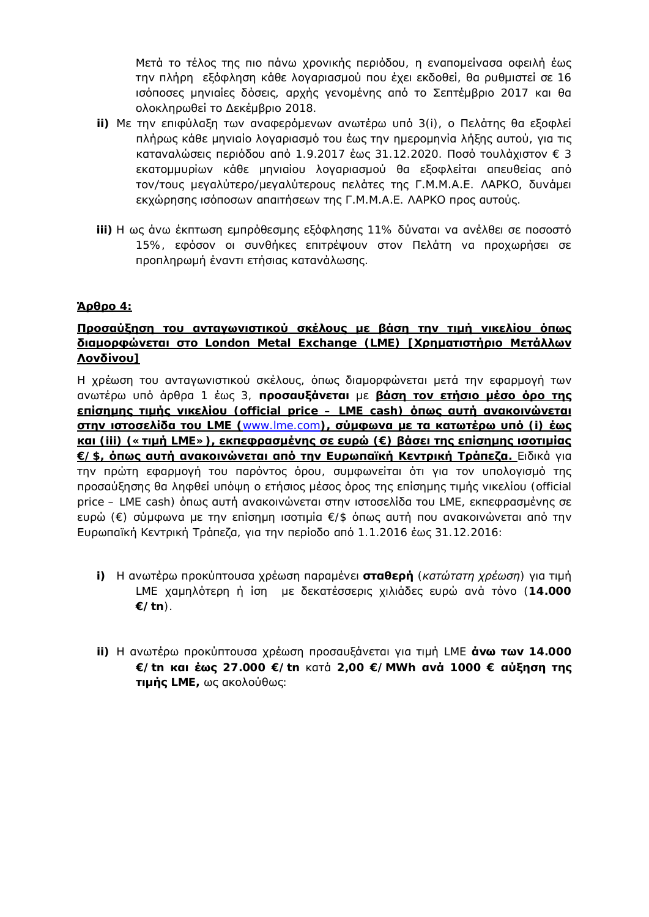Μετά το τέλος της πιο πάνω χρονικής περιόδου, η εναπομείνασα οφειλή έως την πλήρη εξόφληση κάθε λογαριασμού που έχει εκδοθεί, θα ρυθμιστεί σε 16 ισόποσες μηνιαίες δόσεις, αρχής γενομένης από το Σεπτέμβριο 2017 και θα ολοκληρωθεί το Δεκέμβριο 2018.

**ii)** Με την επιφύλαξη των αναφερόμενων ανωτέρω υπό 3(i), ο Πελάτης θα εξοφλεί πλήρως κάθε μηνιαίο λογαριασμό του έως την ημερομηνία λήξης αυτού, για τις καταναλώσεις περιόδου από 1.9.2017 έως 31.12.2020. Ποσό τουλάχιστον € 3 εκατομμυρίων κάθε μηνιαίου λογαριασμού θα εξοφλείται απευθείας από τον/τους μεγαλύτερο/μεγαλύτερους πελάτες της Γ.Μ.Μ.Α.Ε. ΛΑΡΚΟ, δυνάμει εκχώρησης ισόποσων απαιτήσεων της Γ.Μ.Μ.Α.Ε. ΛΑΡΚΟ προς αυτούς.

**iii)** Η ως άνω έκπτωση εμπρόθεσμης εξόφλησης 11% δύναται να ανέλθει σε ποσοστό 15%, εφόσον οι συνθήκες επιτρέψουν στον Πελάτη να προχωρήσει σε προπληρωμή έναντι ετήσιας κατανάλωσης.

**Άρθρο 4:**

**Προσαύξηση του ανταγωνιστικού σκέλους με βάση την τιμή νικελίου όπως διαμορφώνεται στο London Metal Exchange (LME) [Χρηματιστήριο Μετάλλων Λονδίνου]**

Η χρέωση του ανταγωνιστικού σκέλους, όπως διαμορφώνεται μετά την εφαρμογή των ανωτέρω υπό άρθρα 1 έως 3, **προσαυξάνεται** με **βάση τον ετήσιο μέσο όρο της επίσημης τιμής νικελίου (official price – LME cash) όπως αυτή ανακοινώνεται στην ιστοσελίδα του LME (**www.lme.com**), σύμφωνα με τα κατωτέρω υπό (i) έως και (iii) («τιμή LME»), εκπεφρασμένης σε ευρώ (€) βάσει της επίσημης ισοτιμίας €/$, όπως αυτή ανακοινώνεται από την Ευρωπαϊκή Κεντρική Τράπεζα.** Ειδικά για την πρώτη εφαρμογή του παρόντος όρου, συμφωνείται ότι για τον υπολογισμό της προσαύξησης θα ληφθεί υπόψη ο ετήσιος μέσος όρος της επίσημης τιμής νικελίου (official price – LME cash) όπως αυτή ανακοινώνεται στην ιστοσελίδα του LME, εκπεφρασμένης σε ευρώ (€) σύμφωνα με την επίσημη ισοτιμία €/$ όπως αυτή που ανακοινώνεται από την Ευρωπαϊκή Κεντρική Τράπεζα, για την περίοδο από 1.1.2016 έως 31.12.2016:

**i)** Η ανωτέρω προκύπτουσα χρέωση παραμένει **σταθερή** (*κατώτατη χρέωση*) για τιμή LME χαμηλότερη ή ίση με δεκατέσσερις χιλιάδες ευρώ ανά τόνο (**14.000 €/tn**).

**ii)** Η ανωτέρω προκύπτουσα χρέωση προσαυξάνεται για τιμή LME **άνω των 14.000 €/tn και έως 27.000 €/tn** κατά **2,00 €/MWh ανά 1000 € αύξηση της τιμής LME,** ως ακολούθως: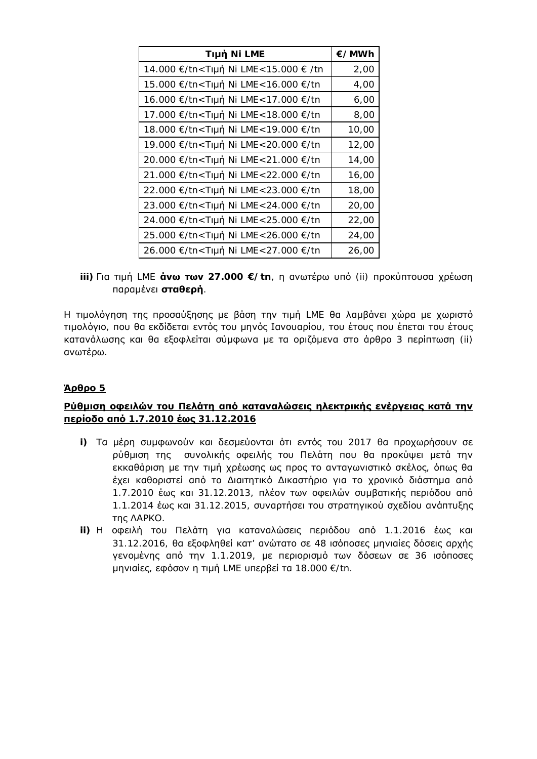| Τιμή Ni LME | €/MWh |
|---|---|
| 14.000 €/tn<Τιμή Ni LME<15.000 € /tn | 2,00 |
| 15.000 €/tn<Τιμή Ni LME<16.000 €/tn | 4,00 |
| 16.000 €/tn<Τιμή Ni LME<17.000 €/tn | 6,00 |
| 17.000 €/tn<Τιμή Ni LME<18.000 €/tn | 8,00 |
| 18.000 €/tn<Τιμή Ni LME<19.000 €/tn | 10,00 |
| 19.000 €/tn<Τιμή Ni LME<20.000 €/tn | 12,00 |
| 20.000 €/tn<Τιμή Ni LME<21.000 €/tn | 14,00 |
| 21.000 €/tn<Τιμή Ni LME<22.000 €/tn | 16,00 |
| 22.000 €/tn<Τιμή Ni LME<23.000 €/tn | 18,00 |
| 23.000 €/tn<Τιμή Ni LME<24.000 €/tn | 20,00 |
| 24.000 €/tn<Τιμή Ni LME<25.000 €/tn | 22,00 |
| 25.000 €/tn<Τιμή Ni LME<26.000 €/tn | 24,00 |
| 26.000 €/tn<Τιμή Ni LME<27.000 €/tn | 26,00 |

**iii)** Για τιμή LME **άνω των 27.000 €/tn**, η ανωτέρω υπό (ii) προκύπτουσα χρέωση παραμένει **σταθερή**.

Η τιμολόγηση της προσαύξησης με βάση την τιμή LME θα λαμβάνει χώρα με χωριστό τιμολόγιο, που θα εκδίδεται εντός του μηνός Ιανουαρίου, του έτους που έπεται του έτους κατανάλωσης και θα εξοφλείται σύμφωνα με τα οριζόμενα στο άρθρο 3 περίπτωση (ii) ανωτέρω.

## Άρθρο 5

## Ρύθμιση οφειλών του Πελάτη από καταναλώσεις ηλεκτρικής ενέργειας κατά την περίοδο από 1.7.2010 έως 31.12.2016

**i)** Τα μέρη συμφωνούν και δεσμεύονται ότι εντός του 2017 θα προχωρήσουν σε ρύθμιση της συνολικής οφειλής του Πελάτη που θα προκύψει μετά την εκκαθάριση με την τιμή χρέωσης ως προς το ανταγωνιστικό σκέλος, όπως θα έχει καθοριστεί από το Διαιτητικό Δικαστήριο για το χρονικό διάστημα από 1.7.2010 έως και 31.12.2013, πλέον των οφειλών συμβατικής περιόδου από 1.1.2014 έως και 31.12.2015, συναρτήσει του στρατηγικού σχεδίου ανάπτυξης της ΛΑΡΚΟ.

**ii)** Η οφειλή του Πελάτη για καταναλώσεις περιόδου από 1.1.2016 έως και 31.12.2016, θα εξοφληθεί κατ' ανώτατο σε 48 ισόποσες μηνιαίες δόσεις αρχής γενομένης από την 1.1.2019, με περιορισμό των δόσεων σε 36 ισόποσες μηνιαίες, εφόσον η τιμή LME υπερβεί τα 18.000 €/tn.